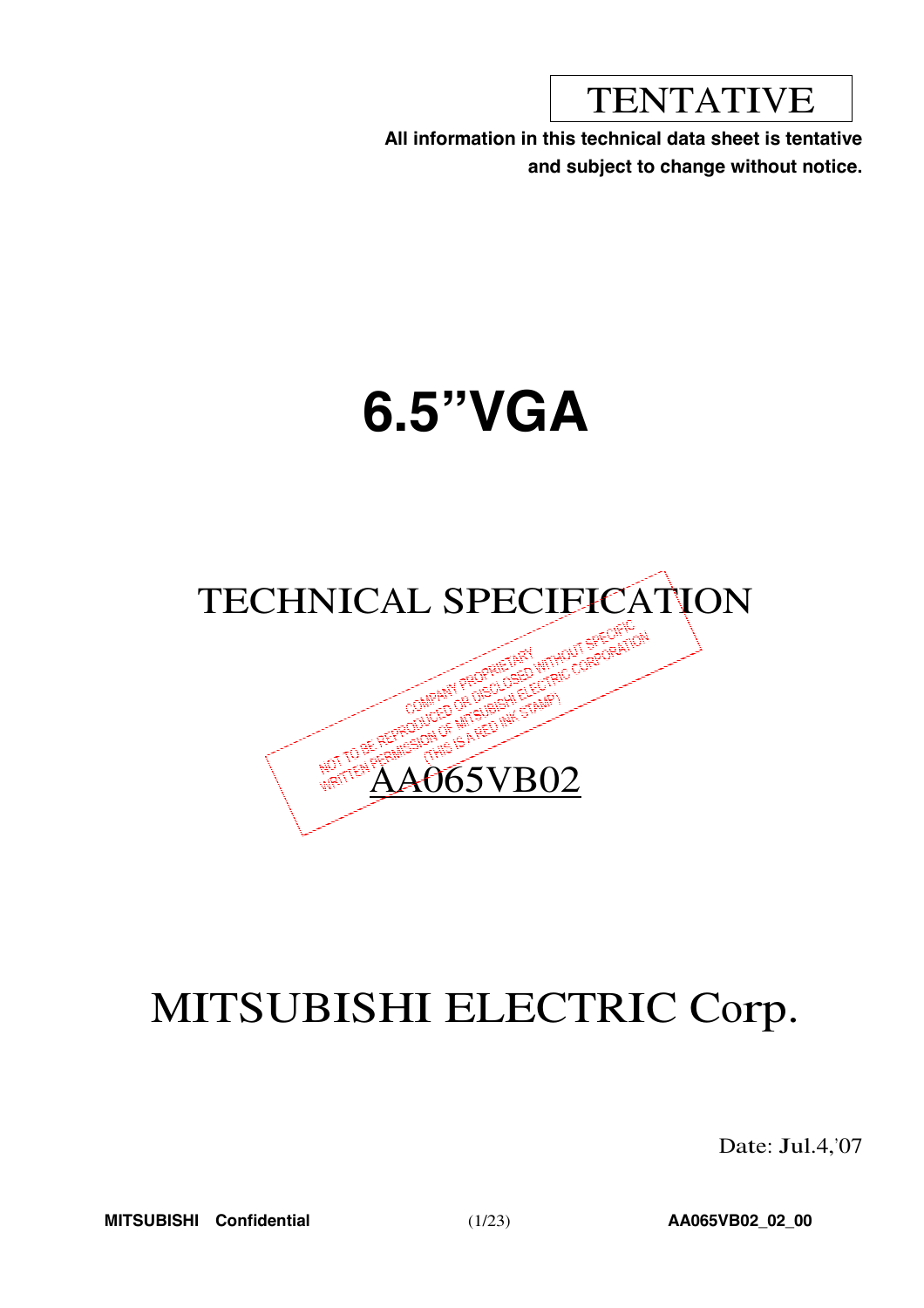TENTATIVE

**All information in this technical data sheet is tentative and subject to change without notice.**

# 6.5”VGA

## TECHNICAL SPECIFICATION

COMPANY PROPRIETARY
NOT TO BE REPRODUCED OR DISCLOSED WITHOUT SPECIFIC WRITTEN PERMISSION OF MITSUBISHI ELECTRIC CORPORATION
(THIS IS A RED INK STAMP)

## AA065VB02

# MITSUBISHI ELECTRIC Corp.

Date: Jul.4,’07

**MITSUBISHI Confidential** **AA065VB02_02_00**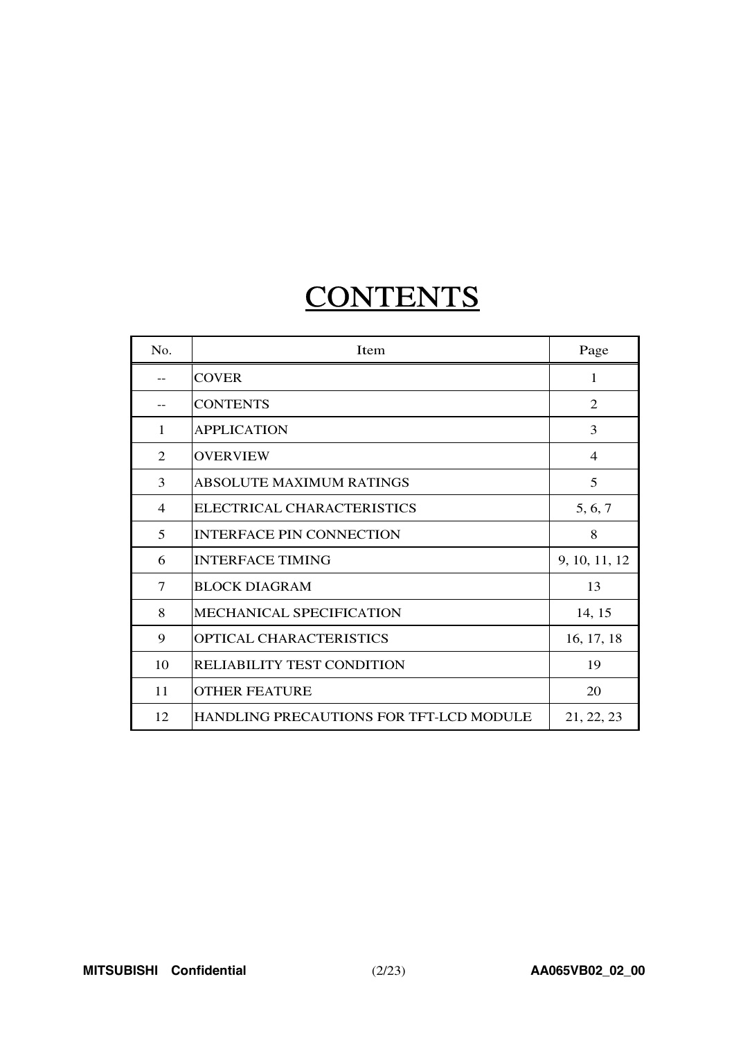# CONTENTS

| No. | Item | Page |
|---|---|---|
| -- | COVER | 1 |
| -- | CONTENTS | 2 |
| 1 | APPLICATION | 3 |
| 2 | OVERVIEW | 4 |
| 3 | ABSOLUTE MAXIMUM RATINGS | 5 |
| 4 | ELECTRICAL CHARACTERISTICS | 5, 6, 7 |
| 5 | INTERFACE PIN CONNECTION | 8 |
| 6 | INTERFACE TIMING | 9, 10, 11, 12 |
| 7 | BLOCK DIAGRAM | 13 |
| 8 | MECHANICAL SPECIFICATION | 14, 15 |
| 9 | OPTICAL CHARACTERISTICS | 16, 17, 18 |
| 10 | RELIABILITY TEST CONDITION | 19 |
| 11 | OTHER FEATURE | 20 |
| 12 | HANDLING PRECAUTIONS FOR TFT-LCD MODULE | 21, 22, 23 |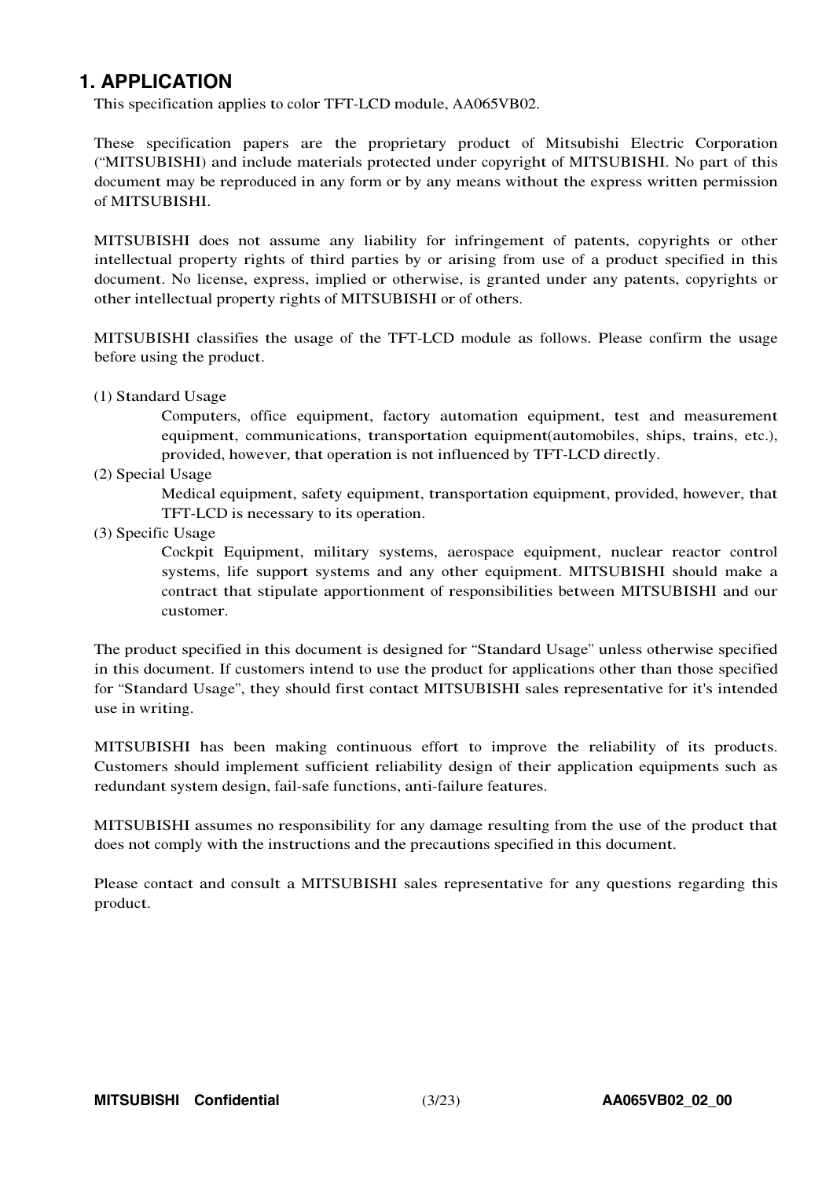# 1. APPLICATION

This specification applies to color TFT-LCD module, AA065VB02.

These specification papers are the proprietary product of Mitsubishi Electric Corporation ("MITSUBISHI) and include materials protected under copyright of MITSUBISHI. No part of this document may be reproduced in any form or by any means without the express written permission of MITSUBISHI.

MITSUBISHI does not assume any liability for infringement of patents, copyrights or other intellectual property rights of third parties by or arising from use of a product specified in this document. No license, express, implied or otherwise, is granted under any patents, copyrights or other intellectual property rights of MITSUBISHI or of others.

MITSUBISHI classifies the usage of the TFT-LCD module as follows. Please confirm the usage before using the product.

(1) Standard Usage

Computers, office equipment, factory automation equipment, test and measurement equipment, communications, transportation equipment(automobiles, ships, trains, etc.), provided, however, that operation is not influenced by TFT-LCD directly.

(2) Special Usage

Medical equipment, safety equipment, transportation equipment, provided, however, that TFT-LCD is necessary to its operation.

(3) Specific Usage

Cockpit Equipment, military systems, aerospace equipment, nuclear reactor control systems, life support systems and any other equipment. MITSUBISHI should make a contract that stipulate apportionment of responsibilities between MITSUBISHI and our customer.

The product specified in this document is designed for "Standard Usage" unless otherwise specified in this document. If customers intend to use the product for applications other than those specified for "Standard Usage", they should first contact MITSUBISHI sales representative for it's intended use in writing.

MITSUBISHI has been making continuous effort to improve the reliability of its products. Customers should implement sufficient reliability design of their application equipments such as redundant system design, fail-safe functions, anti-failure features.

MITSUBISHI assumes no responsibility for any damage resulting from the use of the product that does not comply with the instructions and the precautions specified in this document.

Please contact and consult a MITSUBISHI sales representative for any questions regarding this product.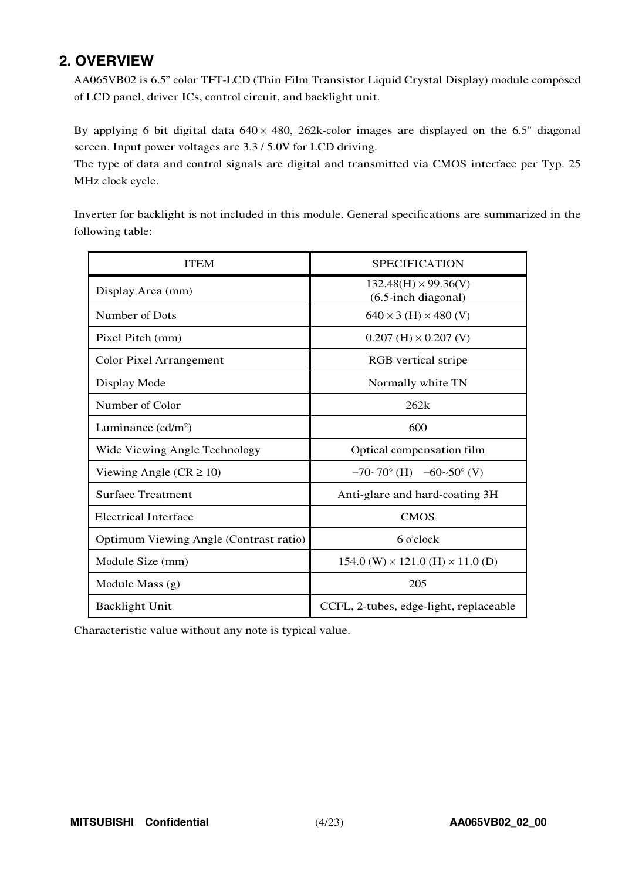## 2. OVERVIEW

AA065VB02 is 6.5" color TFT-LCD (Thin Film Transistor Liquid Crystal Display) module composed of LCD panel, driver ICs, control circuit, and backlight unit.

By applying 6 bit digital data 640 × 480, 262k-color images are displayed on the 6.5" diagonal screen. Input power voltages are 3.3 / 5.0V for LCD driving.
The type of data and control signals are digital and transmitted via CMOS interface per Typ. 25 MHz clock cycle.

Inverter for backlight is not included in this module. General specifications are summarized in the following table:

| ITEM | SPECIFICATION |
|---|---|
| Display Area (mm) | 132.48(H) × 99.36(V)<br>(6.5-inch diagonal) |
| Number of Dots | 640 × 3 (H) × 480 (V) |
| Pixel Pitch (mm) | 0.207 (H) × 0.207 (V) |
| Color Pixel Arrangement | RGB vertical stripe |
| Display Mode | Normally white TN |
| Number of Color | 262k |
| Luminance (cd/m$^2$) | 600 |
| Wide Viewing Angle Technology | Optical compensation film |
| Viewing Angle (CR ≥ 10) | −70~70° (H) −60~50° (V) |
| Surface Treatment | Anti-glare and hard-coating 3H |
| Electrical Interface | CMOS |
| Optimum Viewing Angle (Contrast ratio) | 6 o'clock |
| Module Size (mm) | 154.0 (W) × 121.0 (H) × 11.0 (D) |
| Module Mass (g) | 205 |
| Backlight Unit | CCFL, 2-tubes, edge-light, replaceable |

Characteristic value without any note is typical value.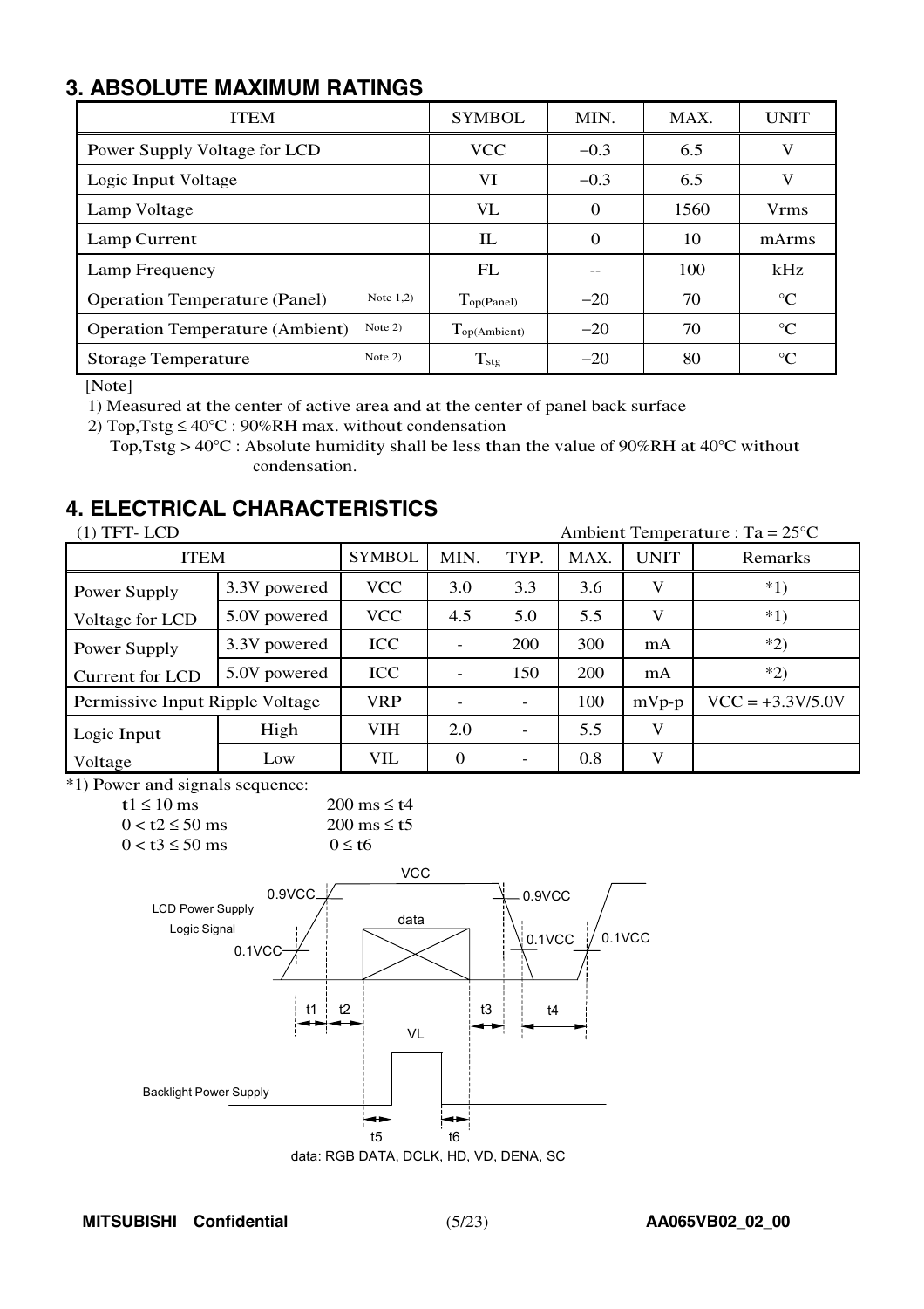## 3. ABSOLUTE MAXIMUM RATINGS

| ITEM | | SYMBOL | MIN. | MAX. | UNIT |
|---|---|---|---|---|---|
| Power Supply Voltage for LCD | | VCC | −0.3 | 6.5 | V |
| Logic Input Voltage | | VI | −0.3 | 6.5 | V |
| Lamp Voltage | | VL | 0 | 1560 | Vrms |
| Lamp Current | | IL | 0 | 10 | mArms |
| Lamp Frequency | | FL | -- | 100 | kHz |
| Operation Temperature (Panel) | Note 1,2) | $T_{op(Panel)}$ | −20 | 70 | °C |
| Operation Temperature (Ambient) | Note 2) | $T_{op(Ambient)}$ | −20 | 70 | °C |
| Storage Temperature | Note 2) | $T_{stg}$ | −20 | 80 | °C |

[Note]

1) Measured at the center of active area and at the center of panel back surface

2) Top,Tstg ≤ 40°C : 90%RH max. without condensation
   Top,Tstg > 40°C : Absolute humidity shall be less than the value of 90%RH at 40°C without condensation.

## 4. ELECTRICAL CHARACTERISTICS

(1) TFT- LCD　　　　Ambient Temperature : Ta = 25°C

| ITEM | | SYMBOL | MIN. | TYP. | MAX. | UNIT | Remarks |
|---|---|---|---|---|---|---|---|
| Power Supply Voltage for LCD | 3.3V powered | VCC | 3.0 | 3.3 | 3.6 | V | *1) |
| | 5.0V powered | VCC | 4.5 | 5.0 | 5.5 | V | *1) |
| Power Supply Current for LCD | 3.3V powered | ICC | - | 200 | 300 | mA | *2) |
| | 5.0V powered | ICC | - | 150 | 200 | mA | *2) |
| Permissive Input Ripple Voltage | | VRP | - | - | 100 | mVp-p | VCC = +3.3V/5.0V |
| Logic Input Voltage | High | VIH | 2.0 | - | 5.5 | V | |
| | Low | VIL | 0 | - | 0.8 | V | |

*1) Power and signals sequence:

| | |
|---|---|
| t1 ≤ 10 ms | 200 ms ≤ t4 |
| 0 < t2 ≤ 50 ms | 200 ms ≤ t5 |
| 0 < t3 ≤ 50 ms | 0 ≤ t6 |

data: RGB DATA, DCLK, HD, VD, DENA, SC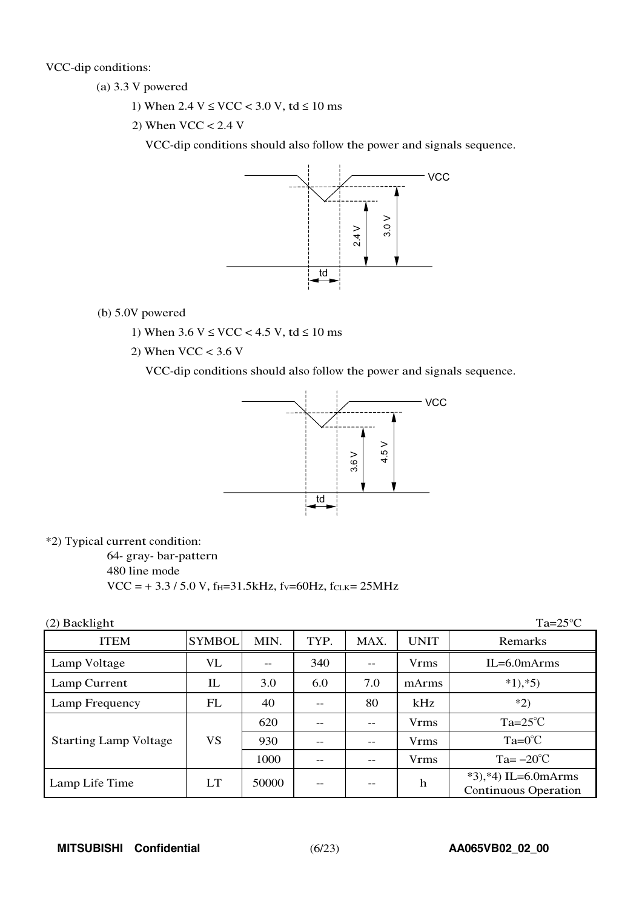VCC-dip conditions:

(a) 3.3 V powered

1) When 2.4 V ≤ VCC < 3.0 V, td ≤ 10 ms

2) When VCC < 2.4 V

VCC-dip conditions should also follow the power and signals sequence.

(b) 5.0V powered

1) When 3.6 V ≤ VCC < 4.5 V, td ≤ 10 ms

2) When VCC < 3.6 V

VCC-dip conditions should also follow the power and signals sequence.

*2) Typical current condition:

64- gray- bar-pattern

480 line mode

VCC = + 3.3 / 5.0 V, $f_H$=31.5kHz, $f_V$=60Hz, $f_{CLK}$= 25MHz

(2) Backlight Ta=25°C

| ITEM | SYMBOL | MIN. | TYP. | MAX. | UNIT | Remarks |
|---|---|---|---|---|---|---|
| Lamp Voltage | VL | -- | 340 | -- | Vrms | IL=6.0mArms |
| Lamp Current | IL | 3.0 | 6.0 | 7.0 | mArms | *1),*5) |
| Lamp Frequency | FL | 40 | -- | 80 | kHz | *2) |
| Starting Lamp Voltage | VS | 620 | -- | -- | Vrms | Ta=25℃ |
| | | 930 | -- | -- | Vrms | Ta=0℃ |
| | | 1000 | -- | -- | Vrms | Ta= −20℃ |
| Lamp Life Time | LT | 50000 | -- | -- | h | *3),*4) IL=6.0mArms Continuous Operation |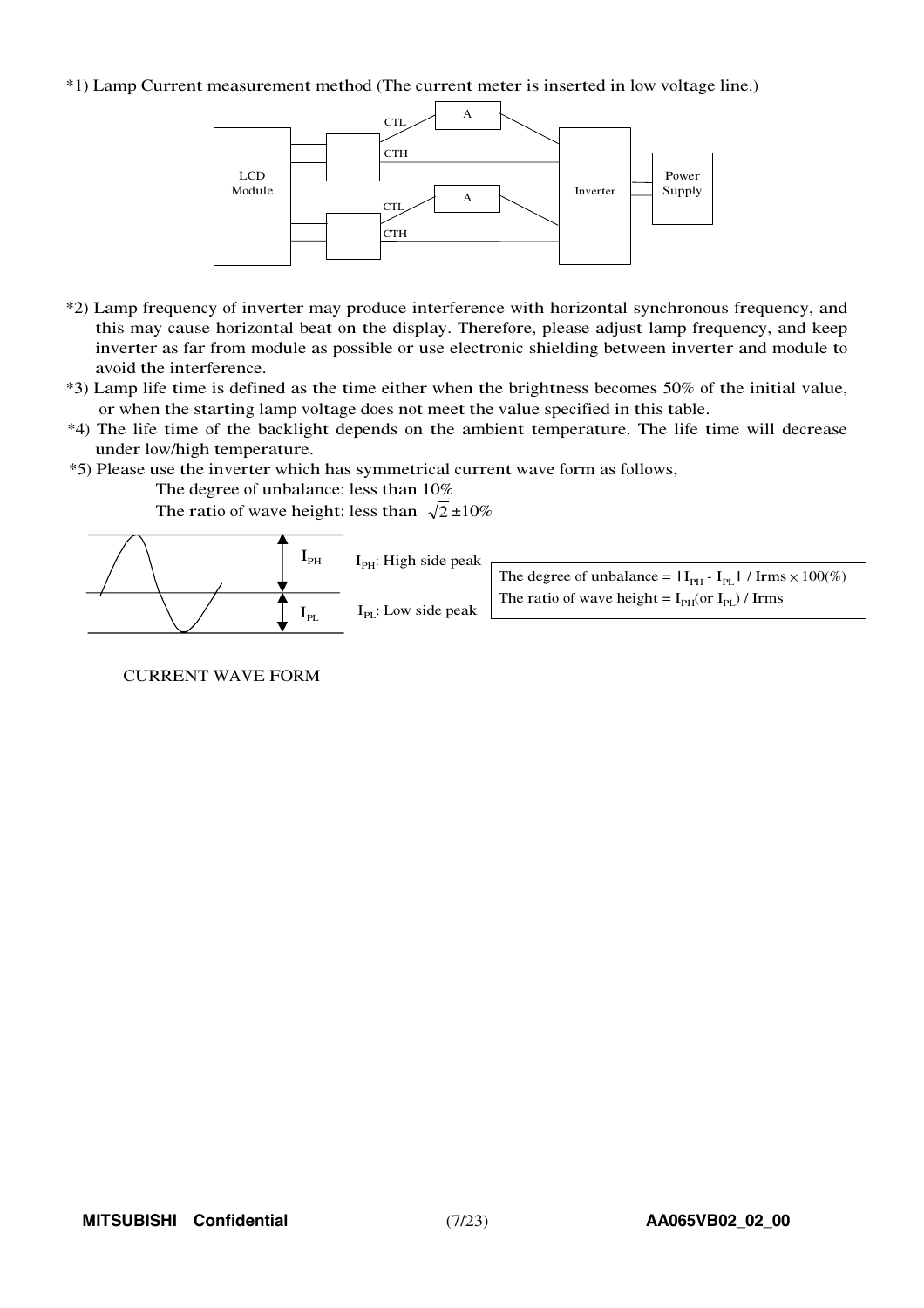*1) Lamp Current measurement method (The current meter is inserted in low voltage line.)

*2) Lamp frequency of inverter may produce interference with horizontal synchronous frequency, and this may cause horizontal beat on the display. Therefore, please adjust lamp frequency, and keep inverter as far from module as possible or use electronic shielding between inverter and module to avoid the interference.

*3) Lamp life time is defined as the time either when the brightness becomes 50% of the initial value, or when the starting lamp voltage does not meet the value specified in this table.

*4) The life time of the backlight depends on the ambient temperature. The life time will decrease under low/high temperature.

*5) Please use the inverter which has symmetrical current wave form as follows,

The degree of unbalance: less than 10%

The ratio of wave height: less than $\sqrt{2} \pm 10\%$

$I_{PH}$: High side peak

$I_{PL}$: Low side peak

The degree of unbalance = $|I_{PH} - I_{PL}|$ / Irms $\times$ 100(%)

The ratio of wave height = $I_{PH}$(or $I_{PL}$) / Irms

CURRENT WAVE FORM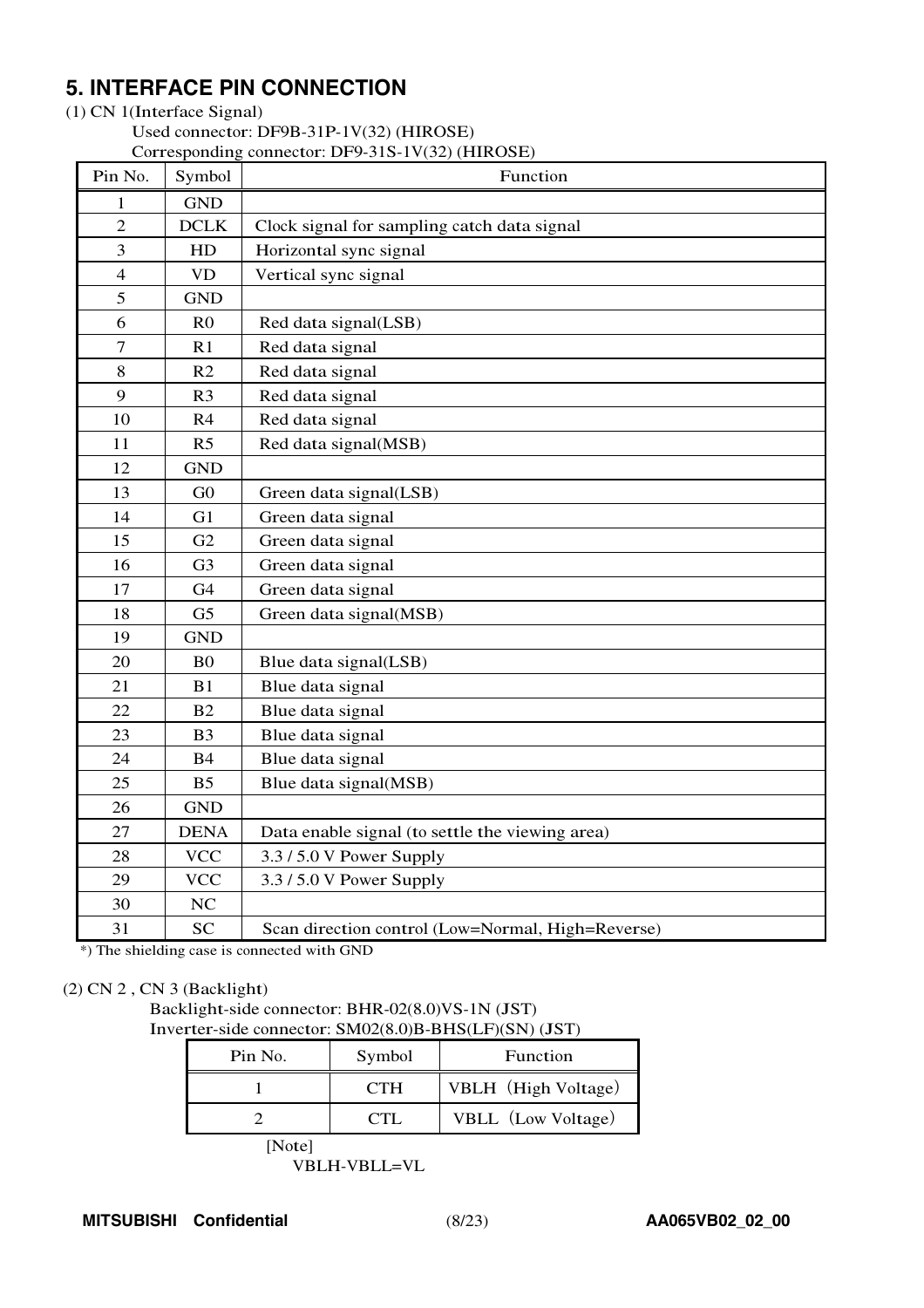## 5. INTERFACE PIN CONNECTION

(1) CN 1(Interface Signal)

Used connector: DF9B-31P-1V(32) (HIROSE)

Corresponding connector: DF9-31S-1V(32) (HIROSE)

| Pin No. | Symbol | Function |
|---|---|---|
| 1 | GND | |
| 2 | DCLK | Clock signal for sampling catch data signal |
| 3 | HD | Horizontal sync signal |
| 4 | VD | Vertical sync signal |
| 5 | GND | |
| 6 | R0 | Red data signal(LSB) |
| 7 | R1 | Red data signal |
| 8 | R2 | Red data signal |
| 9 | R3 | Red data signal |
| 10 | R4 | Red data signal |
| 11 | R5 | Red data signal(MSB) |
| 12 | GND | |
| 13 | G0 | Green data signal(LSB) |
| 14 | G1 | Green data signal |
| 15 | G2 | Green data signal |
| 16 | G3 | Green data signal |
| 17 | G4 | Green data signal |
| 18 | G5 | Green data signal(MSB) |
| 19 | GND | |
| 20 | B0 | Blue data signal(LSB) |
| 21 | B1 | Blue data signal |
| 22 | B2 | Blue data signal |
| 23 | B3 | Blue data signal |
| 24 | B4 | Blue data signal |
| 25 | B5 | Blue data signal(MSB) |
| 26 | GND | |
| 27 | DENA | Data enable signal (to settle the viewing area) |
| 28 | VCC | 3.3 / 5.0 V Power Supply |
| 29 | VCC | 3.3 / 5.0 V Power Supply |
| 30 | NC | |
| 31 | SC | Scan direction control (Low=Normal, High=Reverse) |

*) The shielding case is connected with GND

(2) CN 2 , CN 3 (Backlight)

Backlight-side connector: BHR-02(8.0)VS-1N (JST)

Inverter-side connector: SM02(8.0)B-BHS(LF)(SN) (JST)

| Pin No. | Symbol | Function |
|---|---|---|
| 1 | CTH | VBLH（High Voltage） |
| 2 | CTL | VBLL（Low Voltage） |

[Note]

VBLH-VBLL=VL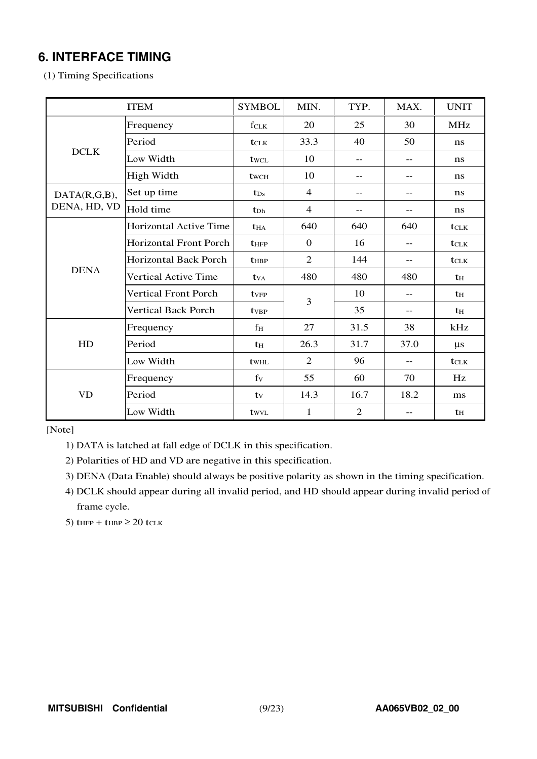## 6. INTERFACE TIMING

(1) Timing Specifications

| ITEM | | SYMBOL | MIN. | TYP. | MAX. | UNIT |
|---|---|---|---|---|---|---|
| DCLK | Frequency | $f_{CLK}$ | 20 | 25 | 30 | MHz |
| | Period | $t_{CLK}$ | 33.3 | 40 | 50 | ns |
| | Low Width | $t_{WCL}$ | 10 | -- | -- | ns |
| | High Width | $t_{WCH}$ | 10 | -- | -- | ns |
| DATA(R,G,B), DENA, HD, VD | Set up time | $t_{Ds}$ | 4 | -- | -- | ns |
| | Hold time | $t_{Dh}$ | 4 | -- | -- | ns |
| DENA | Horizontal Active Time | $t_{HA}$ | 640 | 640 | 640 | $t_{CLK}$ |
| | Horizontal Front Porch | $t_{HFP}$ | 0 | 16 | -- | $t_{CLK}$ |
| | Horizontal Back Porch | $t_{HBP}$ | 2 | 144 | -- | $t_{CLK}$ |
| | Vertical Active Time | $t_{VA}$ | 480 | 480 | 480 | $t_H$ |
| | Vertical Front Porch | $t_{VFP}$ | 3 | 10 | -- | $t_H$ |
| | Vertical Back Porch | $t_{VBP}$ | | 35 | -- | $t_H$ |
| HD | Frequency | $f_H$ | 27 | 31.5 | 38 | kHz |
| | Period | $t_H$ | 26.3 | 31.7 | 37.0 | μs |
| | Low Width | $t_{WHL}$ | 2 | 96 | -- | $t_{CLK}$ |
| VD | Frequency | $f_V$ | 55 | 60 | 70 | Hz |
| | Period | $t_V$ | 14.3 | 16.7 | 18.2 | ms |
| | Low Width | $t_{WVL}$ | 1 | 2 | -- | $t_H$ |

[Note]

1) DATA is latched at fall edge of DCLK in this specification.
2) Polarities of HD and VD are negative in this specification.
3) DENA (Data Enable) should always be positive polarity as shown in the timing specification.
4) DCLK should appear during all invalid period, and HD should appear during invalid period of frame cycle.
5) $t_{HFP} + t_{HBP} \geq 20\ t_{CLK}$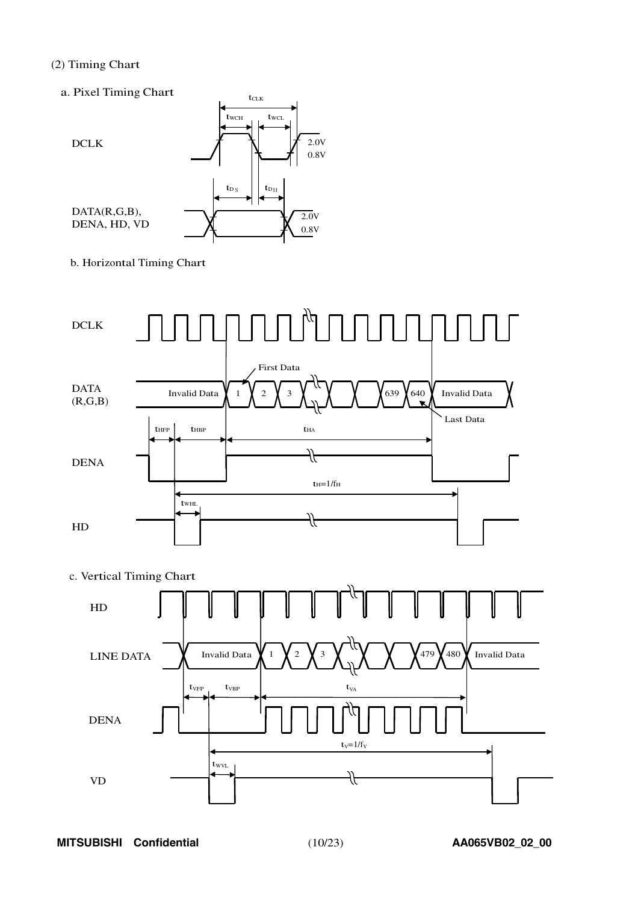(2) Timing Chart

a. Pixel Timing Chart

$t_{CLK}$

$t_{WCH}$ $t_{WCL}$

DCLK 2.0V 0.8V

$t_{DS}$ $t_{DH}$

DATA(R,G,B), DENA, HD, VD 2.0V 0.8V

b. Horizontal Timing Chart

DCLK

First Data

DATA (R,G,B) Invalid Data 1 2 3 639 640 Invalid Data

Last Data

$t_{HFP}$ $t_{HBP}$ $t_{HA}$

DENA

$t_H=1/f_H$

$t_{WHL}$

HD

c. Vertical Timing Chart

HD

LINE DATA Invalid Data 1 2 3 479 480 Invalid Data

$t_{VFP}$ $t_{VBP}$ $t_{VA}$

DENA

$t_V=1/f_V$

$t_{WVL}$

VD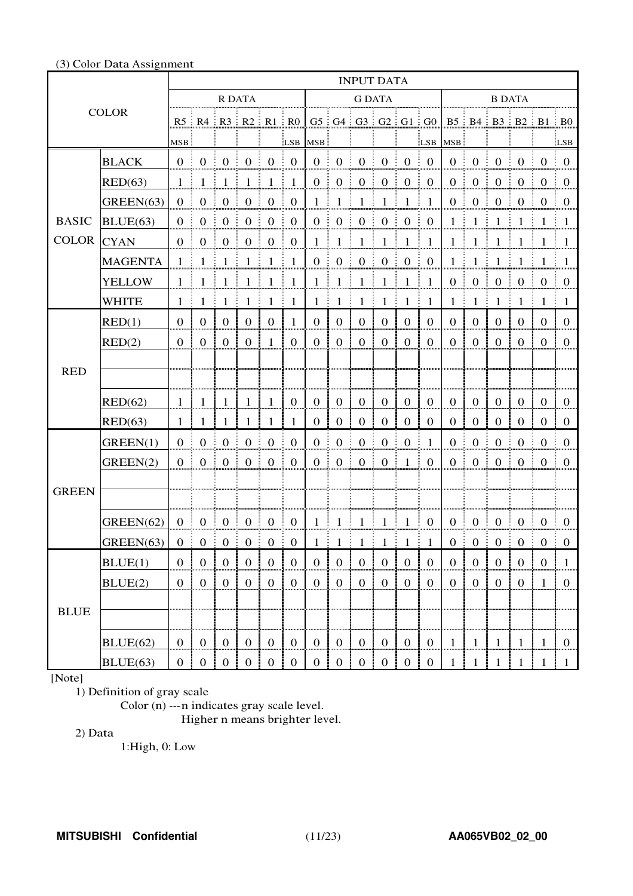(3) Color Data Assignment

| COLOR | | INPUT DATA | | | | | | | | | | | | | | | | | |
|---|---|---|---|---|---|---|---|---|---|---|---|---|---|---|---|---|---|---|---|
| | | R DATA | | | | | | G DATA | | | | | | B DATA | | | | | |
| | | R5 MSB | R4 | R3 | R2 | R1 | R0 LSB | G5 MSB | G4 | G3 | G2 | G1 | G0 LSB | B5 MSB | B4 | B3 | B2 | B1 | B0 LSB |
| BASIC COLOR | BLACK | 0 | 0 | 0 | 0 | 0 | 0 | 0 | 0 | 0 | 0 | 0 | 0 | 0 | 0 | 0 | 0 | 0 | 0 |
| | RED(63) | 1 | 1 | 1 | 1 | 1 | 1 | 0 | 0 | 0 | 0 | 0 | 0 | 0 | 0 | 0 | 0 | 0 | 0 |
| | GREEN(63) | 0 | 0 | 0 | 0 | 0 | 0 | 1 | 1 | 1 | 1 | 1 | 1 | 0 | 0 | 0 | 0 | 0 | 0 |
| | BLUE(63) | 0 | 0 | 0 | 0 | 0 | 0 | 0 | 0 | 0 | 0 | 0 | 0 | 1 | 1 | 1 | 1 | 1 | 1 |
| | CYAN | 0 | 0 | 0 | 0 | 0 | 0 | 1 | 1 | 1 | 1 | 1 | 1 | 1 | 1 | 1 | 1 | 1 | 1 |
| | MAGENTA | 1 | 1 | 1 | 1 | 1 | 1 | 0 | 0 | 0 | 0 | 0 | 0 | 1 | 1 | 1 | 1 | 1 | 1 |
| | YELLOW | 1 | 1 | 1 | 1 | 1 | 1 | 1 | 1 | 1 | 1 | 1 | 1 | 0 | 0 | 0 | 0 | 0 | 0 |
| | WHITE | 1 | 1 | 1 | 1 | 1 | 1 | 1 | 1 | 1 | 1 | 1 | 1 | 1 | 1 | 1 | 1 | 1 | 1 |
| RED | RED(1) | 0 | 0 | 0 | 0 | 0 | 1 | 0 | 0 | 0 | 0 | 0 | 0 | 0 | 0 | 0 | 0 | 0 | 0 |
| | RED(2) | 0 | 0 | 0 | 0 | 1 | 0 | 0 | 0 | 0 | 0 | 0 | 0 | 0 | 0 | 0 | 0 | 0 | 0 |
| | | | | | | | | | | | | | | | | | | | |
| | | | | | | | | | | | | | | | | | | | |
| | RED(62) | 1 | 1 | 1 | 1 | 1 | 0 | 0 | 0 | 0 | 0 | 0 | 0 | 0 | 0 | 0 | 0 | 0 | 0 |
| | RED(63) | 1 | 1 | 1 | 1 | 1 | 1 | 0 | 0 | 0 | 0 | 0 | 0 | 0 | 0 | 0 | 0 | 0 | 0 |
| GREEN | GREEN(1) | 0 | 0 | 0 | 0 | 0 | 0 | 0 | 0 | 0 | 0 | 0 | 1 | 0 | 0 | 0 | 0 | 0 | 0 |
| | GREEN(2) | 0 | 0 | 0 | 0 | 0 | 0 | 0 | 0 | 0 | 0 | 1 | 0 | 0 | 0 | 0 | 0 | 0 | 0 |
| | | | | | | | | | | | | | | | | | | | |
| | | | | | | | | | | | | | | | | | | | |
| | GREEN(62) | 0 | 0 | 0 | 0 | 0 | 0 | 1 | 1 | 1 | 1 | 1 | 0 | 0 | 0 | 0 | 0 | 0 | 0 |
| | GREEN(63) | 0 | 0 | 0 | 0 | 0 | 0 | 1 | 1 | 1 | 1 | 1 | 1 | 0 | 0 | 0 | 0 | 0 | 0 |
| BLUE | BLUE(1) | 0 | 0 | 0 | 0 | 0 | 0 | 0 | 0 | 0 | 0 | 0 | 0 | 0 | 0 | 0 | 0 | 0 | 1 |
| | BLUE(2) | 0 | 0 | 0 | 0 | 0 | 0 | 0 | 0 | 0 | 0 | 0 | 0 | 0 | 0 | 0 | 0 | 1 | 0 |
| | | | | | | | | | | | | | | | | | | | |
| | | | | | | | | | | | | | | | | | | | |
| | BLUE(62) | 0 | 0 | 0 | 0 | 0 | 0 | 0 | 0 | 0 | 0 | 0 | 0 | 1 | 1 | 1 | 1 | 1 | 0 |
| | BLUE(63) | 0 | 0 | 0 | 0 | 0 | 0 | 0 | 0 | 0 | 0 | 0 | 0 | 1 | 1 | 1 | 1 | 1 | 1 |

[Note]

1) Definition of gray scale

Color (n) --- n indicates gray scale level.
Higher n means brighter level.

2) Data

1:High, 0: Low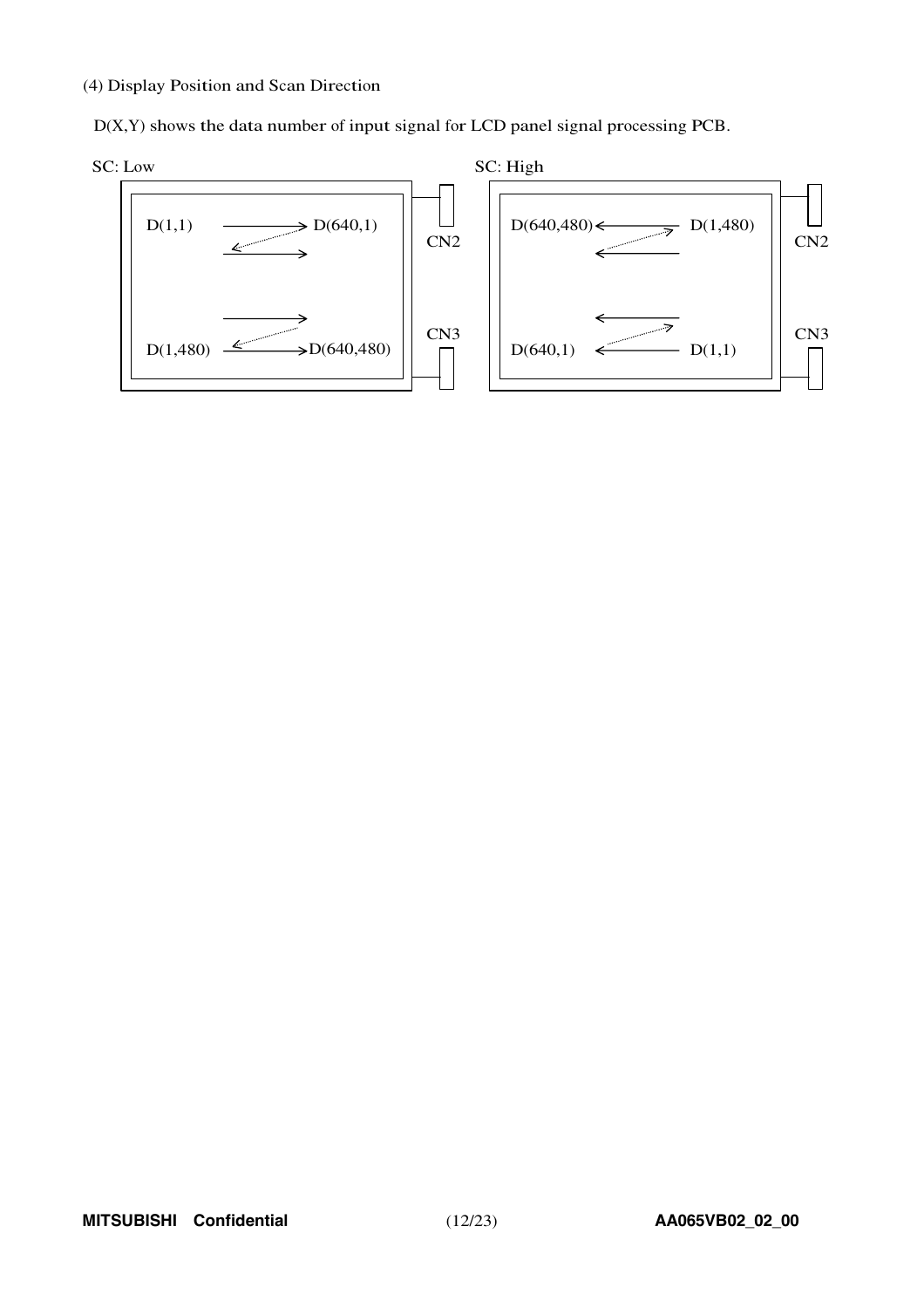(4) Display Position and Scan Direction

D(X,Y) shows the data number of input signal for LCD panel signal processing PCB.

SC: Low

D(1,1) → D(640,1)

D(1,480) → D(640,480)

CN2

CN3

SC: High

D(640,480) ← D(1,480)

D(640,1) ← D(1,1)

CN2

CN3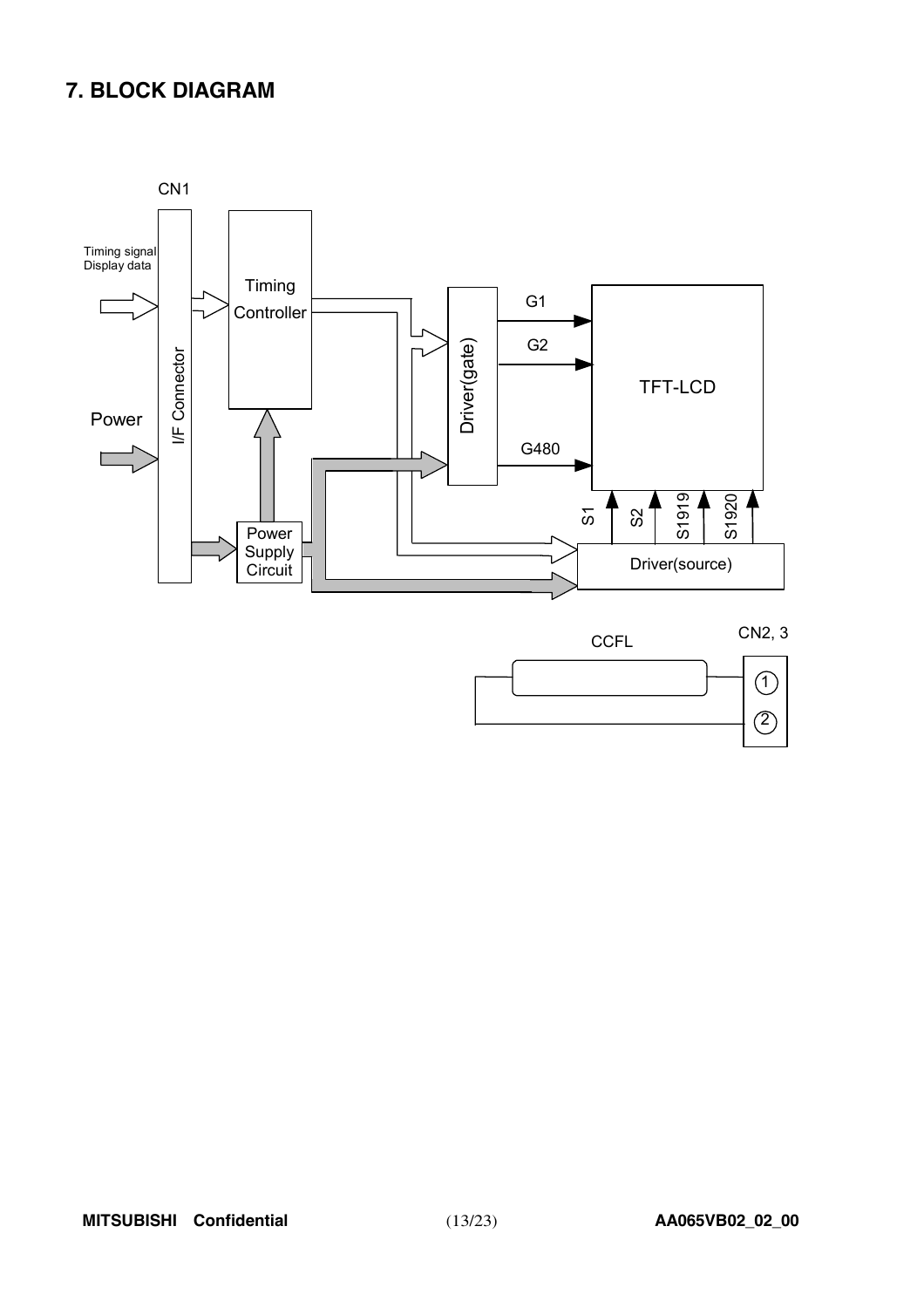## 7. BLOCK DIAGRAM

CN1

Timing signal
Display data

Power

I/F Connector

Timing Controller

Power Supply Circuit

Driver(gate)

G1

G2

G480

TFT-LCD

S1 S2 S1919 S1920

Driver(source)

CCFL

CN2, 3

①

②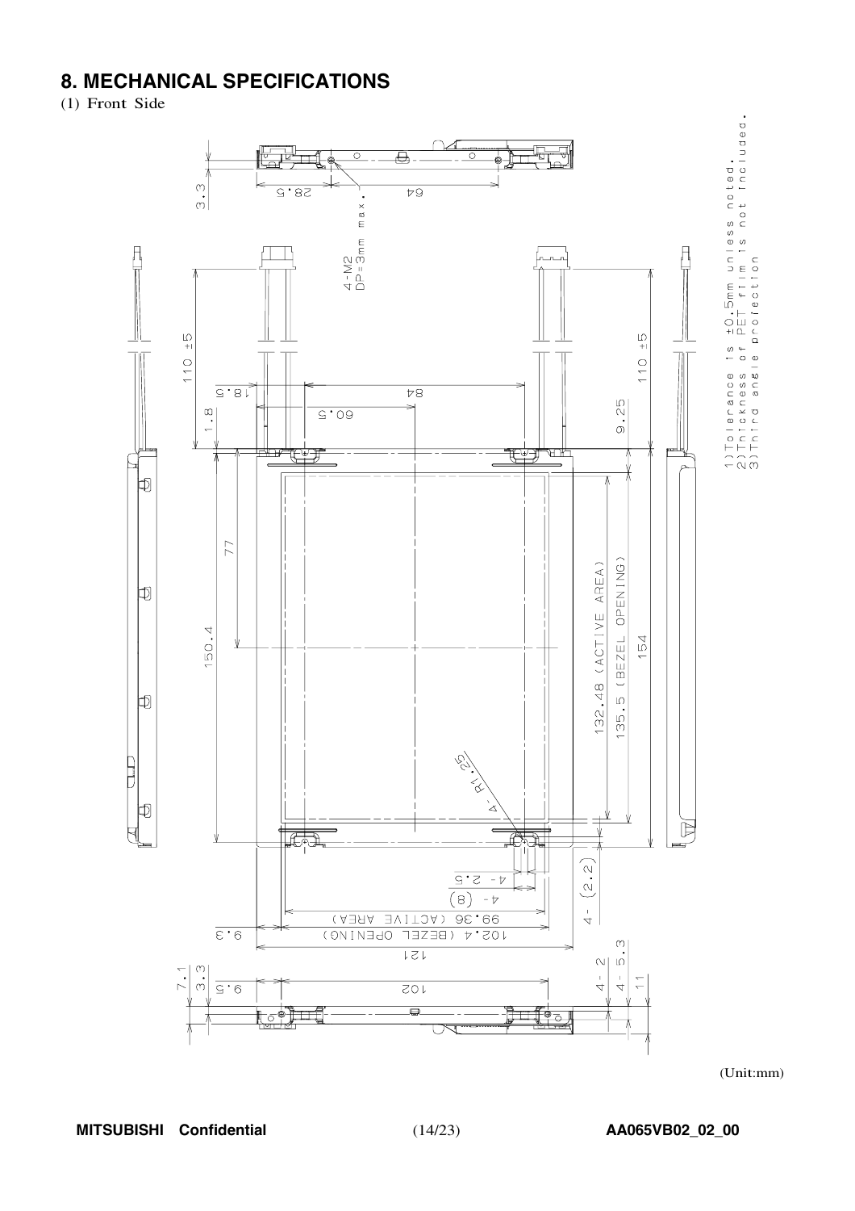## 8. MECHANICAL SPECIFICATIONS

(1) Front Side

1) Tolerance is ±0.5mm unless noted.
2) Thickness of PET film is not included.
3) Third angle projection

(Unit:mm)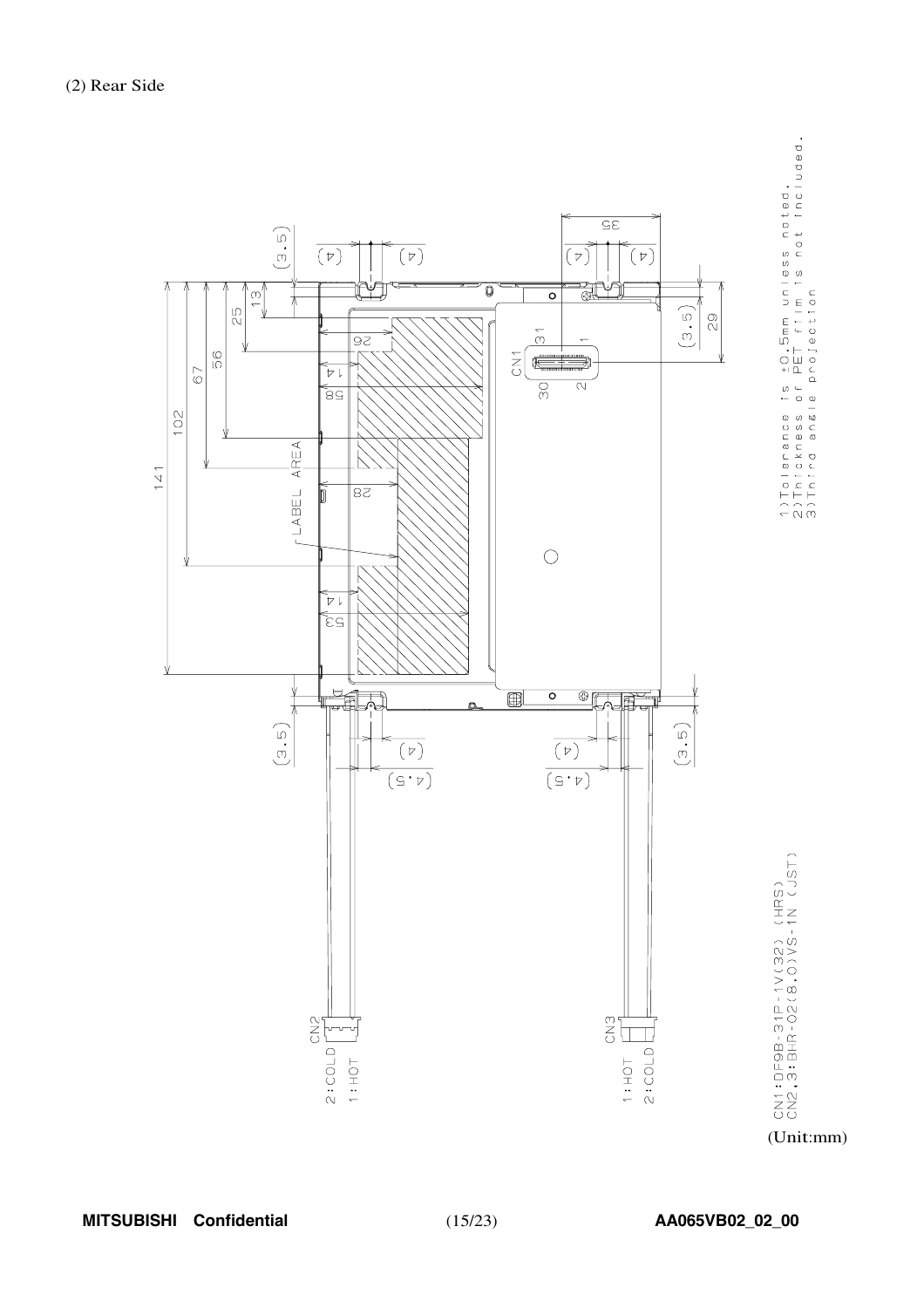(2) Rear Side

1) Tolerance is ±0.5mm unless noted.
2) Thickness of PET film is not included.
3) Third angle projection

CN1:DF9B-31P-1V(32) (HRS)
CN2,3:BHR-02(8.0)VS-1N (JST)

(Unit:mm)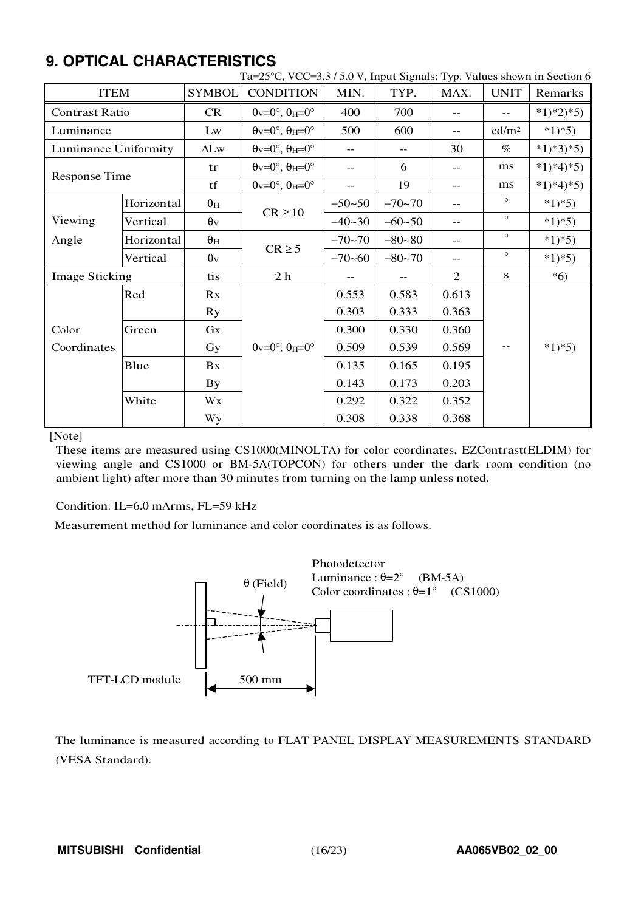## 9. OPTICAL CHARACTERISTICS

Ta=25°C, VCC=3.3 / 5.0 V, Input Signals: Typ. Values shown in Section 6

| ITEM | | SYMBOL | CONDITION | MIN. | TYP. | MAX. | UNIT | Remarks |
|---|---|---|---|---|---|---|---|---|
| Contrast Ratio | | CR | $\theta_V$=0°, $\theta_H$=0° | 400 | 700 | -- | -- | *1)*2)*5) |
| Luminance | | Lw | $\theta_V$=0°, $\theta_H$=0° | 500 | 600 | -- | cd/m² | *1)*5) |
| Luminance Uniformity | | ΔLw | $\theta_V$=0°, $\theta_H$=0° | -- | -- | 30 | % | *1)*3)*5) |
| Response Time | | tr | $\theta_V$=0°, $\theta_H$=0° | -- | 6 | -- | ms | *1)*4)*5) |
| | | tf | $\theta_V$=0°, $\theta_H$=0° | -- | 19 | -- | ms | *1)*4)*5) |
| Viewing Angle | Horizontal | $\theta_H$ | CR ≥ 10 | −50~50 | −70~70 | -- | ° | *1)*5) |
| | Vertical | $\theta_V$ | | −40~30 | −60~50 | -- | ° | *1)*5) |
| | Horizontal | $\theta_H$ | CR ≥ 5 | −70~70 | −80~80 | -- | ° | *1)*5) |
| | Vertical | $\theta_V$ | | −70~60 | −80~70 | -- | ° | *1)*5) |
| Image Sticking | | tis | 2 h | -- | -- | 2 | s | *6) |
| Color Coordinates | Red | Rx | $\theta_V$=0°, $\theta_H$=0° | 0.553 | 0.583 | 0.613 | -- | *1)*5) |
| | | Ry | | 0.303 | 0.333 | 0.363 | | |
| | Green | Gx | | 0.300 | 0.330 | 0.360 | | |
| | | Gy | | 0.509 | 0.539 | 0.569 | | |
| | Blue | Bx | | 0.135 | 0.165 | 0.195 | | |
| | | By | | 0.143 | 0.173 | 0.203 | | |
| | White | Wx | | 0.292 | 0.322 | 0.352 | | |
| | | Wy | | 0.308 | 0.338 | 0.368 | | |

[Note]

These items are measured using CS1000(MINOLTA) for color coordinates, EZContrast(ELDIM) for viewing angle and CS1000 or BM-5A(TOPCON) for others under the dark room condition (no ambient light) after more than 30 minutes from turning on the lamp unless noted.

Condition: IL=6.0 mArms, FL=59 kHz

Measurement method for luminance and color coordinates is as follows.

Photodetector
Luminance : θ=2° (BM-5A)
Color coordinates : θ=1° (CS1000)

θ (Field)

TFT-LCD module — 500 mm

The luminance is measured according to FLAT PANEL DISPLAY MEASUREMENTS STANDARD (VESA Standard).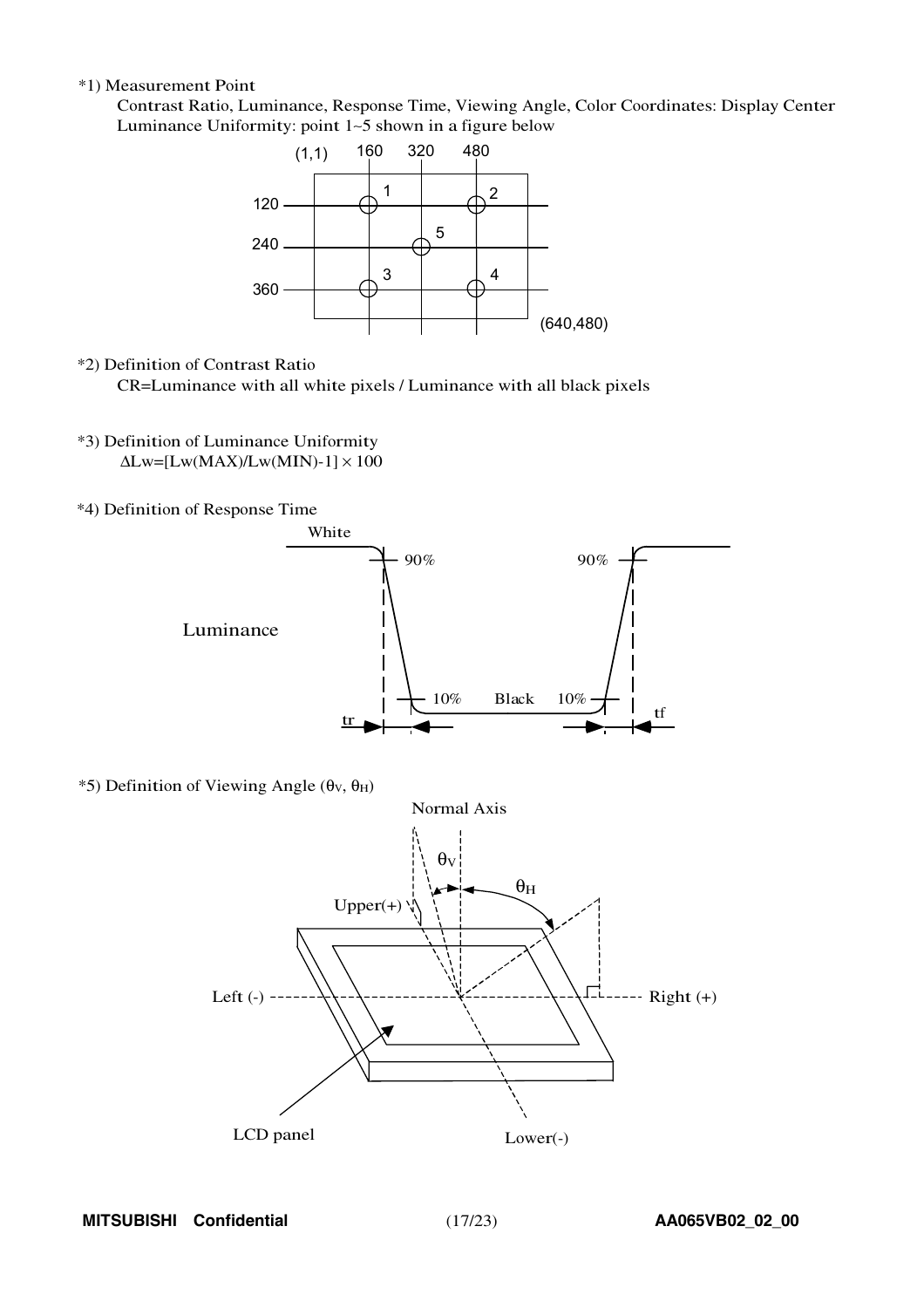*1) Measurement Point

Contrast Ratio, Luminance, Response Time, Viewing Angle, Color Coordinates: Display Center

Luminance Uniformity: point 1~5 shown in a figure below

*2) Definition of Contrast Ratio

CR=Luminance with all white pixels / Luminance with all black pixels

*3) Definition of Luminance Uniformity

$\Delta Lw = [Lw(MAX)/Lw(MIN) - 1] \times 100$

*4) Definition of Response Time

*5) Definition of Viewing Angle ($\theta_V$, $\theta_H$)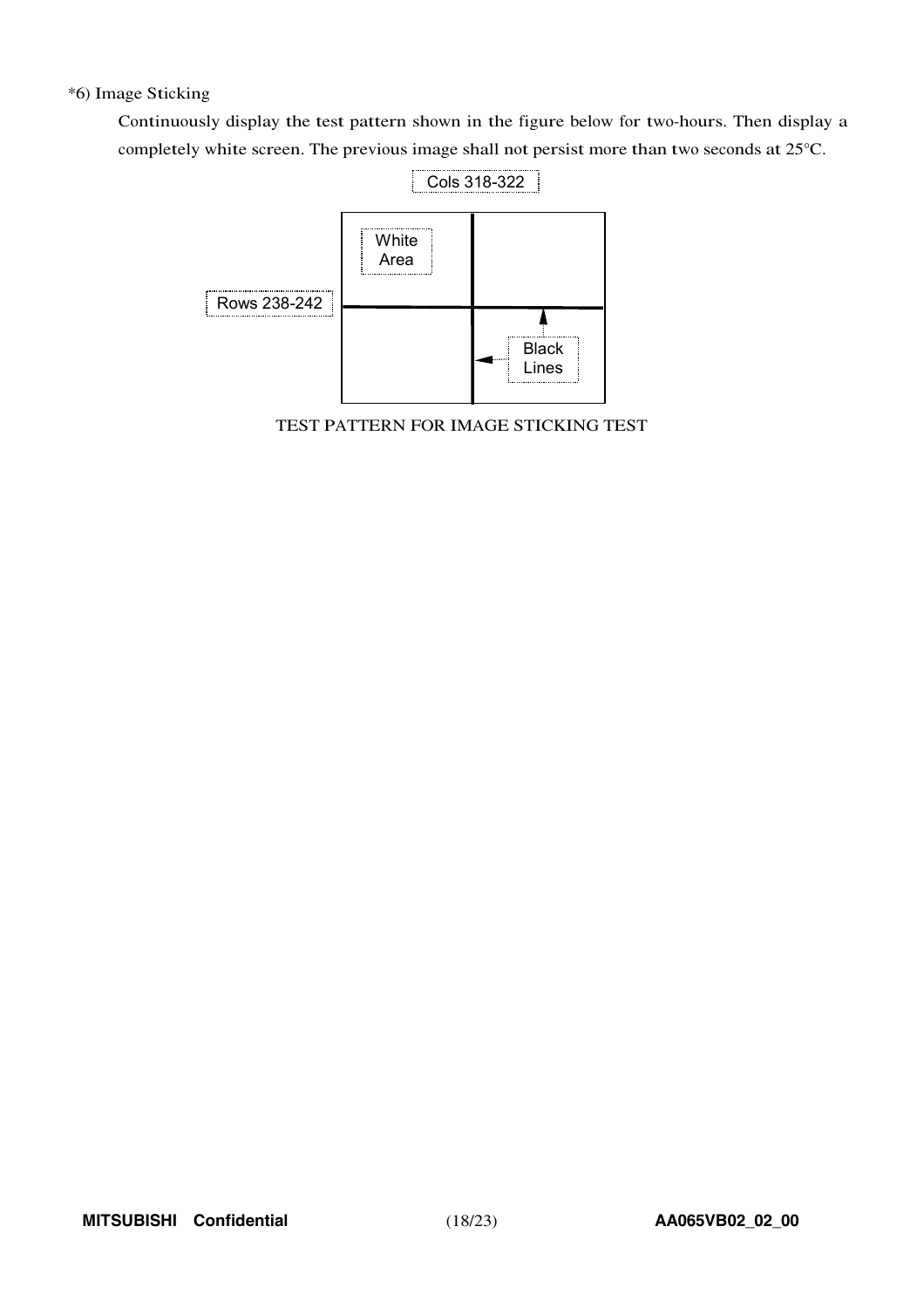*6) Image Sticking

Continuously display the test pattern shown in the figure below for two-hours. Then display a completely white screen. The previous image shall not persist more than two seconds at 25°C.

Cols 318-322

White Area

Rows 238-242

Black Lines

TEST PATTERN FOR IMAGE STICKING TEST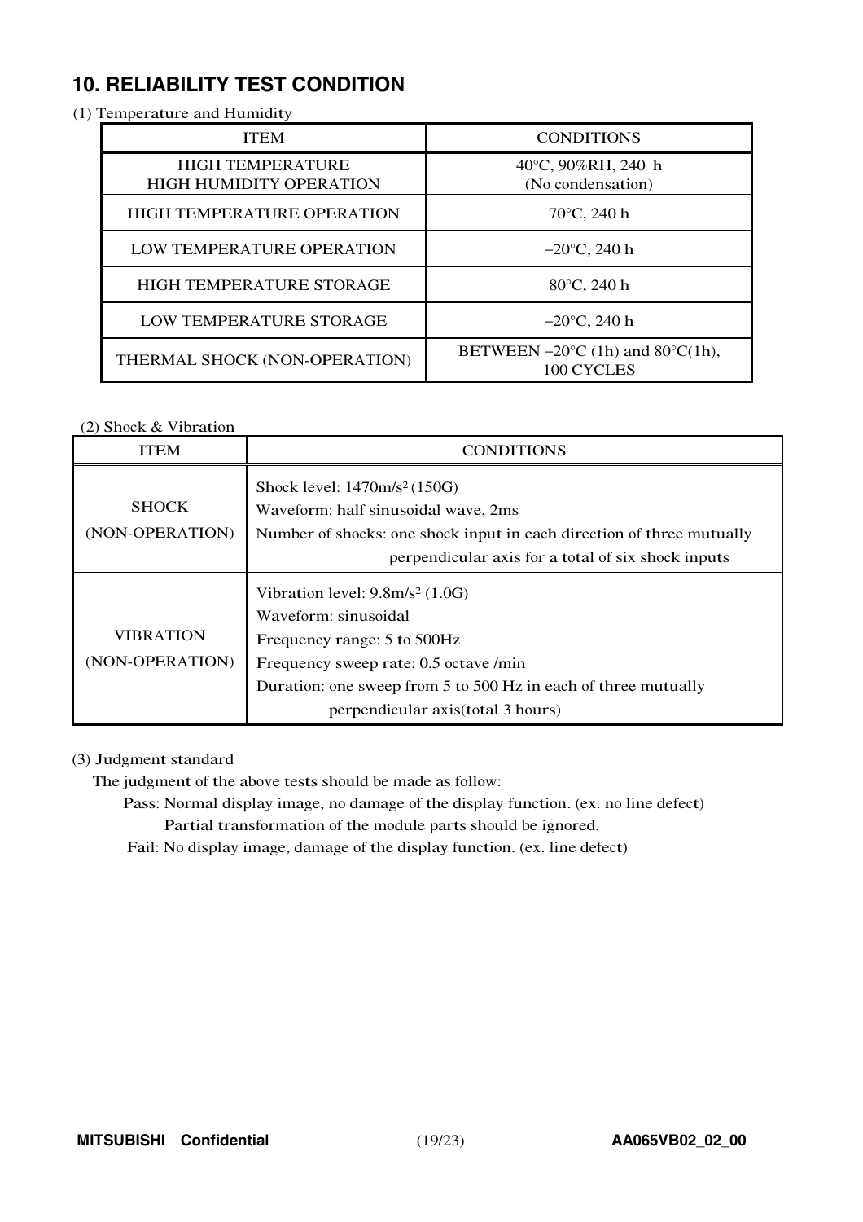## 10. RELIABILITY TEST CONDITION

(1) Temperature and Humidity

| ITEM | CONDITIONS |
| --- | --- |
| HIGH TEMPERATURE HIGH HUMIDITY OPERATION | 40°C, 90%RH, 240 h (No condensation) |
| HIGH TEMPERATURE OPERATION | 70°C, 240 h |
| LOW TEMPERATURE OPERATION | −20°C, 240 h |
| HIGH TEMPERATURE STORAGE | 80°C, 240 h |
| LOW TEMPERATURE STORAGE | −20°C, 240 h |
| THERMAL SHOCK (NON-OPERATION) | BETWEEN −20°C (1h) and 80°C(1h), 100 CYCLES |

(2) Shock & Vibration

| ITEM | CONDITIONS |
| --- | --- |
| SHOCK (NON-OPERATION) | Shock level: 1470m/s$^2$ (150G)<br>Waveform: half sinusoidal wave, 2ms<br>Number of shocks: one shock input in each direction of three mutually perpendicular axis for a total of six shock inputs |
| VIBRATION (NON-OPERATION) | Vibration level: 9.8m/s$^2$ (1.0G)<br>Waveform: sinusoidal<br>Frequency range: 5 to 500Hz<br>Frequency sweep rate: 0.5 octave /min<br>Duration: one sweep from 5 to 500 Hz in each of three mutually perpendicular axis(total 3 hours) |

(3) Judgment standard

The judgment of the above tests should be made as follow:

Pass: Normal display image, no damage of the display function. (ex. no line defect)
Partial transformation of the module parts should be ignored.

Fail: No display image, damage of the display function. (ex. line defect)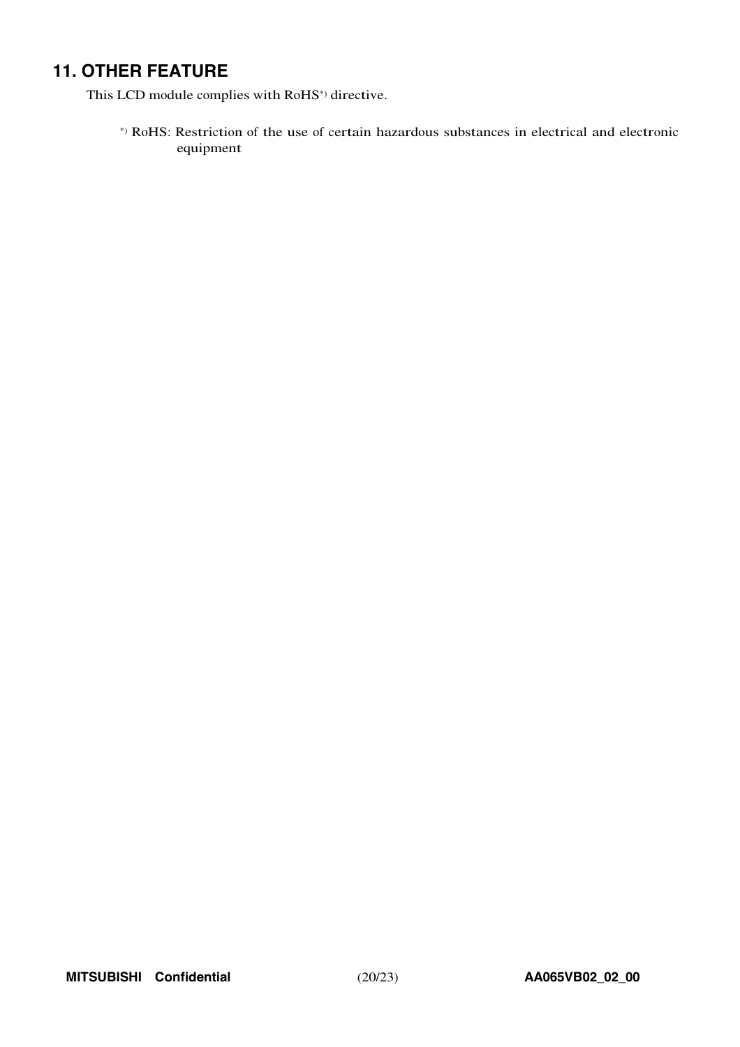## 11. OTHER FEATURE

This LCD module complies with RoHS[*)] directive.

[*)] RoHS: Restriction of the use of certain hazardous substances in electrical and electronic equipment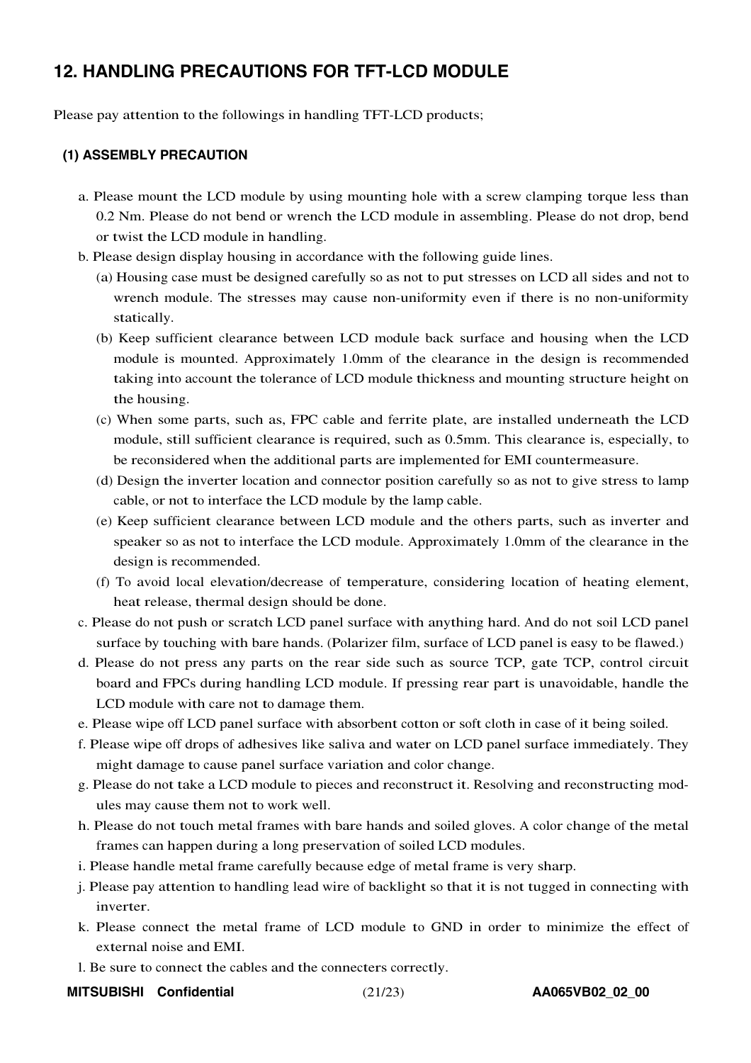## 12. HANDLING PRECAUTIONS FOR TFT-LCD MODULE

Please pay attention to the followings in handling TFT-LCD products;

### (1) ASSEMBLY PRECAUTION

a. Please mount the LCD module by using mounting hole with a screw clamping torque less than 0.2 Nm. Please do not bend or wrench the LCD module in assembling. Please do not drop, bend or twist the LCD module in handling.

b. Please design display housing in accordance with the following guide lines.

  (a) Housing case must be designed carefully so as not to put stresses on LCD all sides and not to wrench module. The stresses may cause non-uniformity even if there is no non-uniformity statically.

  (b) Keep sufficient clearance between LCD module back surface and housing when the LCD module is mounted. Approximately 1.0mm of the clearance in the design is recommended taking into account the tolerance of LCD module thickness and mounting structure height on the housing.

  (c) When some parts, such as, FPC cable and ferrite plate, are installed underneath the LCD module, still sufficient clearance is required, such as 0.5mm. This clearance is, especially, to be reconsidered when the additional parts are implemented for EMI countermeasure.

  (d) Design the inverter location and connector position carefully so as not to give stress to lamp cable, or not to interface the LCD module by the lamp cable.

  (e) Keep sufficient clearance between LCD module and the others parts, such as inverter and speaker so as not to interface the LCD module. Approximately 1.0mm of the clearance in the design is recommended.

  (f) To avoid local elevation/decrease of temperature, considering location of heating element, heat release, thermal design should be done.

c. Please do not push or scratch LCD panel surface with anything hard. And do not soil LCD panel surface by touching with bare hands. (Polarizer film, surface of LCD panel is easy to be flawed.)

d. Please do not press any parts on the rear side such as source TCP, gate TCP, control circuit board and FPCs during handling LCD module. If pressing rear part is unavoidable, handle the LCD module with care not to damage them.

e. Please wipe off LCD panel surface with absorbent cotton or soft cloth in case of it being soiled.

f. Please wipe off drops of adhesives like saliva and water on LCD panel surface immediately. They might damage to cause panel surface variation and color change.

g. Please do not take a LCD module to pieces and reconstruct it. Resolving and reconstructing modules may cause them not to work well.

h. Please do not touch metal frames with bare hands and soiled gloves. A color change of the metal frames can happen during a long preservation of soiled LCD modules.

i. Please handle metal frame carefully because edge of metal frame is very sharp.

j. Please pay attention to handling lead wire of backlight so that it is not tugged in connecting with inverter.

k. Please connect the metal frame of LCD module to GND in order to minimize the effect of external noise and EMI.

l. Be sure to connect the cables and the connecters correctly.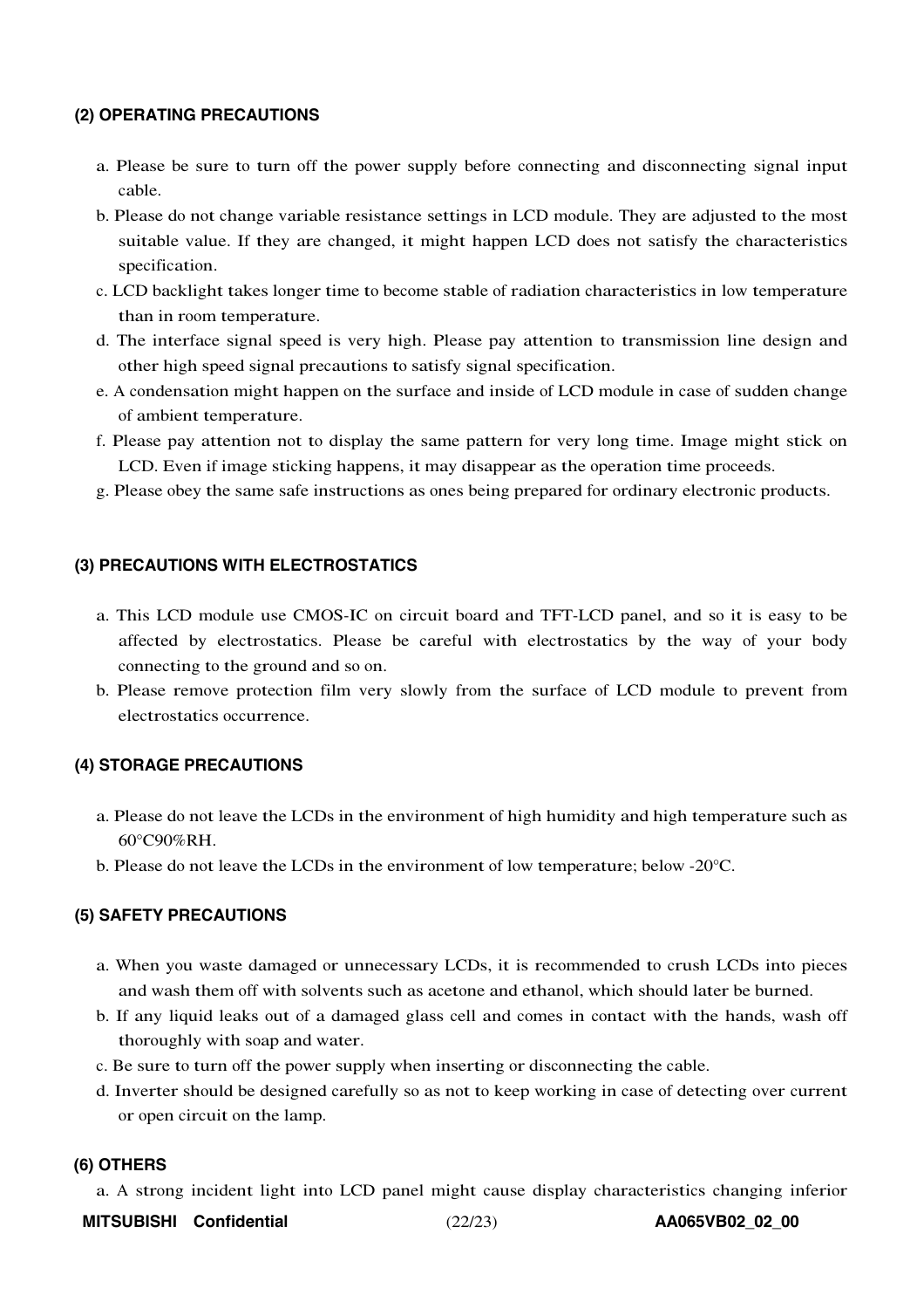### (2) OPERATING PRECAUTIONS

a. Please be sure to turn off the power supply before connecting and disconnecting signal input cable.

b. Please do not change variable resistance settings in LCD module. They are adjusted to the most suitable value. If they are changed, it might happen LCD does not satisfy the characteristics specification.

c. LCD backlight takes longer time to become stable of radiation characteristics in low temperature than in room temperature.

d. The interface signal speed is very high. Please pay attention to transmission line design and other high speed signal precautions to satisfy signal specification.

e. A condensation might happen on the surface and inside of LCD module in case of sudden change of ambient temperature.

f. Please pay attention not to display the same pattern for very long time. Image might stick on LCD. Even if image sticking happens, it may disappear as the operation time proceeds.

g. Please obey the same safe instructions as ones being prepared for ordinary electronic products.

### (3) PRECAUTIONS WITH ELECTROSTATICS

a. This LCD module use CMOS-IC on circuit board and TFT-LCD panel, and so it is easy to be affected by electrostatics. Please be careful with electrostatics by the way of your body connecting to the ground and so on.

b. Please remove protection film very slowly from the surface of LCD module to prevent from electrostatics occurrence.

### (4) STORAGE PRECAUTIONS

a. Please do not leave the LCDs in the environment of high humidity and high temperature such as 60°C90%RH.

b. Please do not leave the LCDs in the environment of low temperature; below -20°C.

### (5) SAFETY PRECAUTIONS

a. When you waste damaged or unnecessary LCDs, it is recommended to crush LCDs into pieces and wash them off with solvents such as acetone and ethanol, which should later be burned.

b. If any liquid leaks out of a damaged glass cell and comes in contact with the hands, wash off thoroughly with soap and water.

c. Be sure to turn off the power supply when inserting or disconnecting the cable.

d. Inverter should be designed carefully so as not to keep working in case of detecting over current or open circuit on the lamp.

### (6) OTHERS

a. A strong incident light into LCD panel might cause display characteristics changing inferior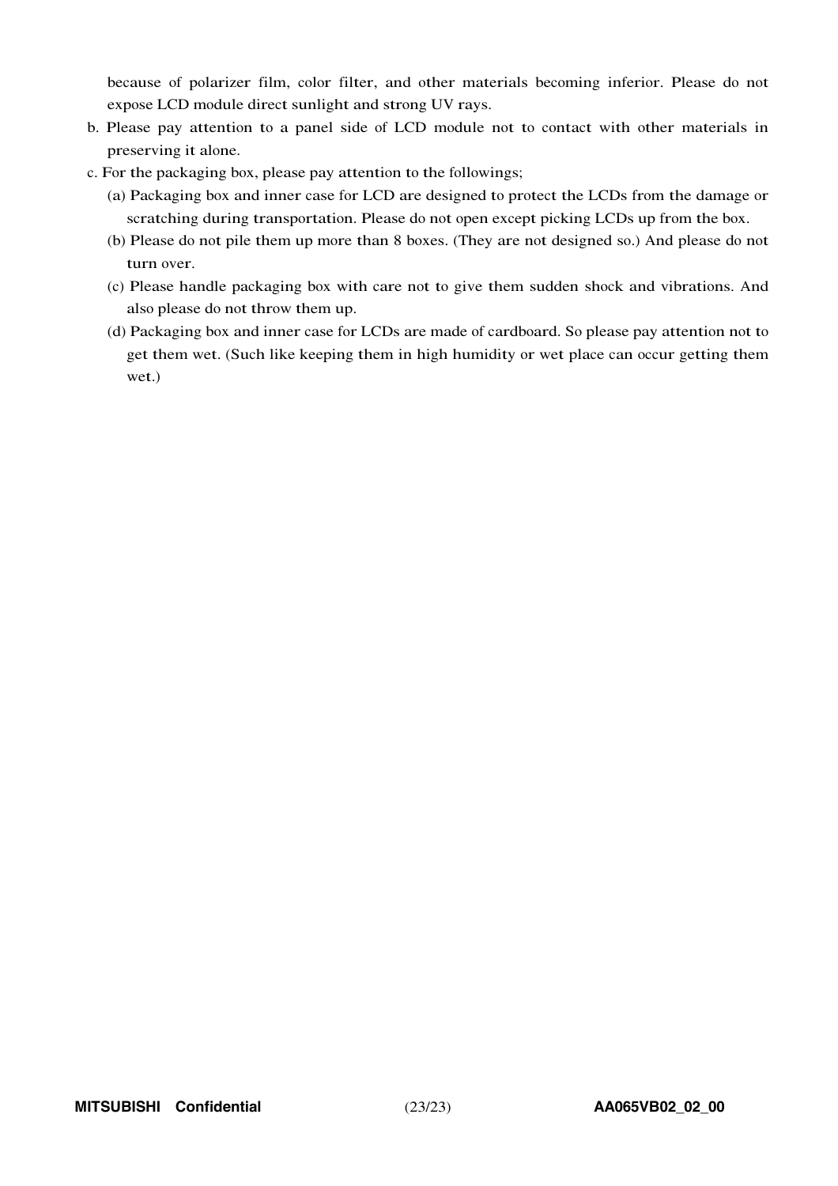because of polarizer film, color filter, and other materials becoming inferior. Please do not expose LCD module direct sunlight and strong UV rays.

b. Please pay attention to a panel side of LCD module not to contact with other materials in preserving it alone.

c. For the packaging box, please pay attention to the followings;

(a) Packaging box and inner case for LCD are designed to protect the LCDs from the damage or scratching during transportation. Please do not open except picking LCDs up from the box.

(b) Please do not pile them up more than 8 boxes. (They are not designed so.) And please do not turn over.

(c) Please handle packaging box with care not to give them sudden shock and vibrations. And also please do not throw them up.

(d) Packaging box and inner case for LCDs are made of cardboard. So please pay attention not to get them wet. (Such like keeping them in high humidity or wet place can occur getting them wet.)